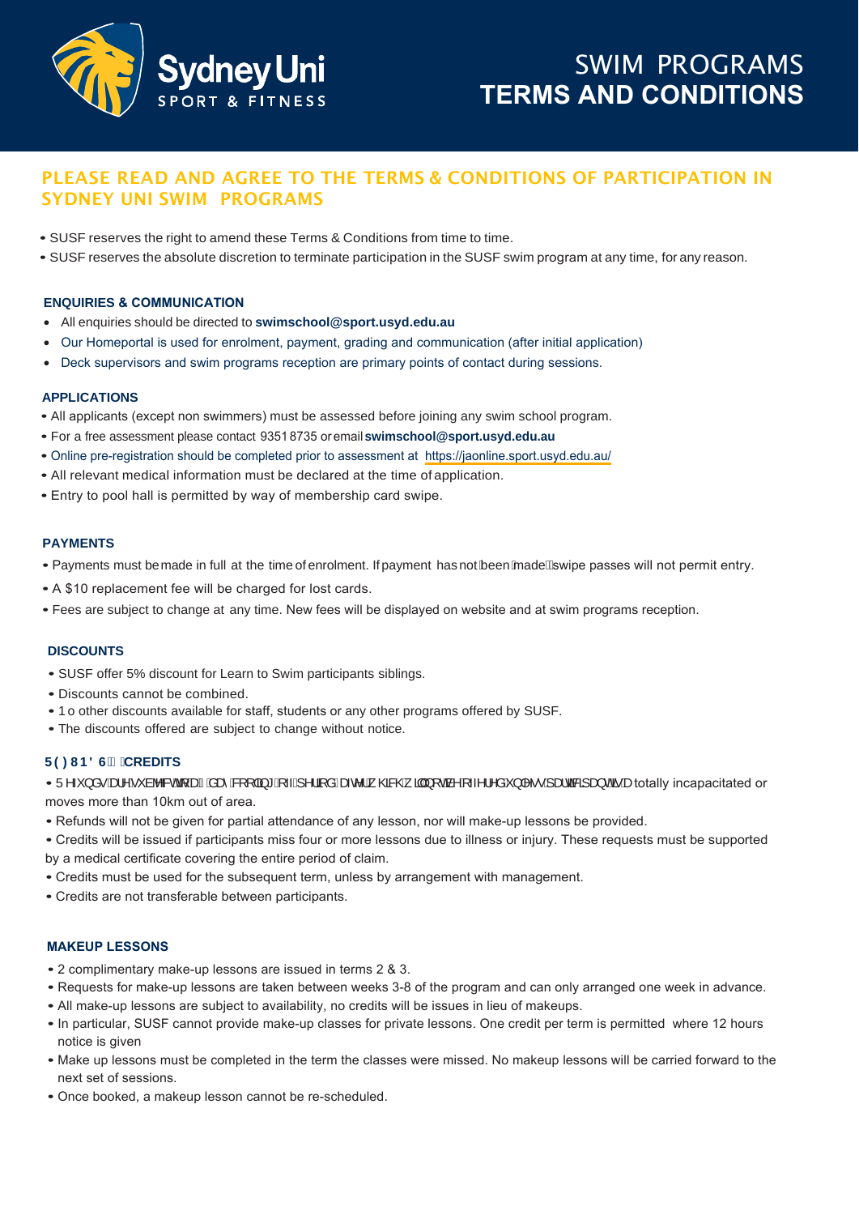# SWIM PROGRAMS
# TERMS AND CONDITIONS

## PLEASE READ AND AGREE TO THE TERMS & CONDITIONS OF PARTICIPATION IN SYDNEY UNI SWIM PROGRAMS

- SUSF reserves the right to amend these Terms & Conditions from time to time.
- SUSF reserves the absolute discretion to terminate participation in the SUSF swim program at any time, for any reason.

### ENQUIRIES & COMMUNICATION

- All enquiries should be directed to **swimschool@sport.usyd.edu.au**
- Our Homeportal is used for enrolment, payment, grading and communication (after initial application)
- Deck supervisors and swim programs reception are primary points of contact during sessions.

### APPLICATIONS

- All applicants (except non swimmers) must be assessed before joining any swim school program.
- For a free assessment please contact 9351 8735 or email **swimschool@sport.usyd.edu.au**
- Online pre-registration should be completed prior to assessment at https://jaonline.sport.usyd.edu.au/
- All relevant medical information must be declared at the time of application.
- Entry to pool hall is permitted by way of membership card swipe.

### PAYMENTS

- Payments must be made in full at the time of enrolment. If payment has not been made swipe passes will not permit entry.
- A $10 replacement fee will be charged for lost cards.
- Fees are subject to change at any time. New fees will be displayed on website and at swim programs reception.

### DISCOUNTS

- SUSF offer 5% discount for Learn to Swim participants siblings.
- Discounts cannot be combined.
- No other discounts available for staff, students or any other programs offered by SUSF.
- The discounts offered are subject to change without notice.

### REFUNDS & CREDITS

- Refunds are subject to a day cooling off period after which will not be offered unless participant is a totally incapacitated or moves more than 10km out of area.
- Refunds will not be given for partial attendance of any lesson, nor will make-up lessons be provided.
- Credits will be issued if participants miss four or more lessons due to illness or injury. These requests must be supported by a medical certificate covering the entire period of claim.
- Credits must be used for the subsequent term, unless by arrangement with management.
- Credits are not transferable between participants.

### MAKEUP LESSONS

- 2 complimentary make-up lessons are issued in terms 2 & 3.
- Requests for make-up lessons are taken between weeks 3-8 of the program and can only arranged one week in advance.
- All make-up lessons are subject to availability, no credits will be issues in lieu of makeups.
- In particular, SUSF cannot provide make-up classes for private lessons. One credit per term is permitted where 12 hours notice is given
- Make up lessons must be completed in the term the classes were missed. No makeup lessons will be carried forward to the next set of sessions.
- Once booked, a makeup lesson cannot be re-scheduled.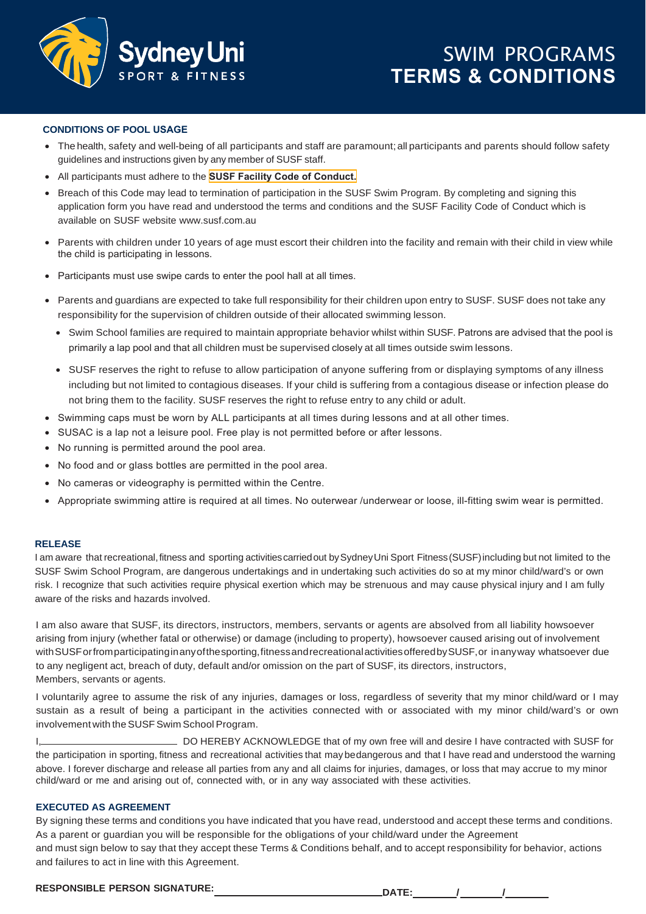# SWIM PROGRAMS TERMS & CONDITIONS

Sydney Uni SPORT & FITNESS

### CONDITIONS OF POOL USAGE

- The health, safety and well-being of all participants and staff are paramount; all participants and parents should follow safety guidelines and instructions given by any member of SUSF staff.
- All participants must adhere to the **SUSF Facility Code of Conduct.**
- Breach of this Code may lead to termination of participation in the SUSF Swim Program. By completing and signing this application form you have read and understood the terms and conditions and the SUSF Facility Code of Conduct which is available on SUSF website www.susf.com.au
- Parents with children under 10 years of age must escort their children into the facility and remain with their child in view while the child is participating in lessons.
- Participants must use swipe cards to enter the pool hall at all times.
- Parents and guardians are expected to take full responsibility for their children upon entry to SUSF. SUSF does not take any responsibility for the supervision of children outside of their allocated swimming lesson.
  - Swim School families are required to maintain appropriate behavior whilst within SUSF. Patrons are advised that the pool is primarily a lap pool and that all children must be supervised closely at all times outside swim lessons.
  - SUSF reserves the right to refuse to allow participation of anyone suffering from or displaying symptoms of any illness including but not limited to contagious diseases. If your child is suffering from a contagious disease or infection please do not bring them to the facility. SUSF reserves the right to refuse entry to any child or adult.
- Swimming caps must be worn by ALL participants at all times during lessons and at all other times.
- SUSAC is a lap not a leisure pool. Free play is not permitted before or after lessons.
- No running is permitted around the pool area.
- No food and or glass bottles are permitted in the pool area.
- No cameras or videography is permitted within the Centre.
- Appropriate swimming attire is required at all times. No outerwear /underwear or loose, ill-fitting swim wear is permitted.

### RELEASE

I am aware that recreational, fitness and sporting activities carried out by Sydney Uni Sport Fitness (SUSF) including but not limited to the SUSF Swim School Program, are dangerous undertakings and in undertaking such activities do so at my minor child/ward's or own risk. I recognize that such activities require physical exertion which may be strenuous and may cause physical injury and I am fully aware of the risks and hazards involved.

I am also aware that SUSF, its directors, instructors, members, servants or agents are absolved from all liability howsoever arising from injury (whether fatal or otherwise) or damage (including to property), howsoever caused arising out of involvement with SUSF or from participating in any of the sporting, fitness and recreational activities offered by SUSF, or in any way whatsoever due to any negligent act, breach of duty, default and/or omission on the part of SUSF, its directors, instructors, Members, servants or agents.

I voluntarily agree to assume the risk of any injuries, damages or loss, regardless of severity that my minor child/ward or I may sustain as a result of being a participant in the activities connected with or associated with my minor child/ward's or own involvement with the SUSF Swim School Program.

I,________________________ DO HEREBY ACKNOWLEDGE that of my own free will and desire I have contracted with SUSF for the participation in sporting, fitness and recreational activities that may be dangerous and that I have read and understood the warning above. I forever discharge and release all parties from any and all claims for injuries, damages, or loss that may accrue to my minor child/ward or me and arising out of, connected with, or in any way associated with these activities.

### EXECUTED AS AGREEMENT

By signing these terms and conditions you have indicated that you have read, understood and accept these terms and conditions. As a parent or guardian you will be responsible for the obligations of your child/ward under the Agreement and must sign below to say that they accept these Terms & Conditions behalf, and to accept responsibility for behavior, actions and failures to act in line with this Agreement.

**RESPONSIBLE PERSON SIGNATURE:** ____________________________ **DATE:** _______/_______/_______